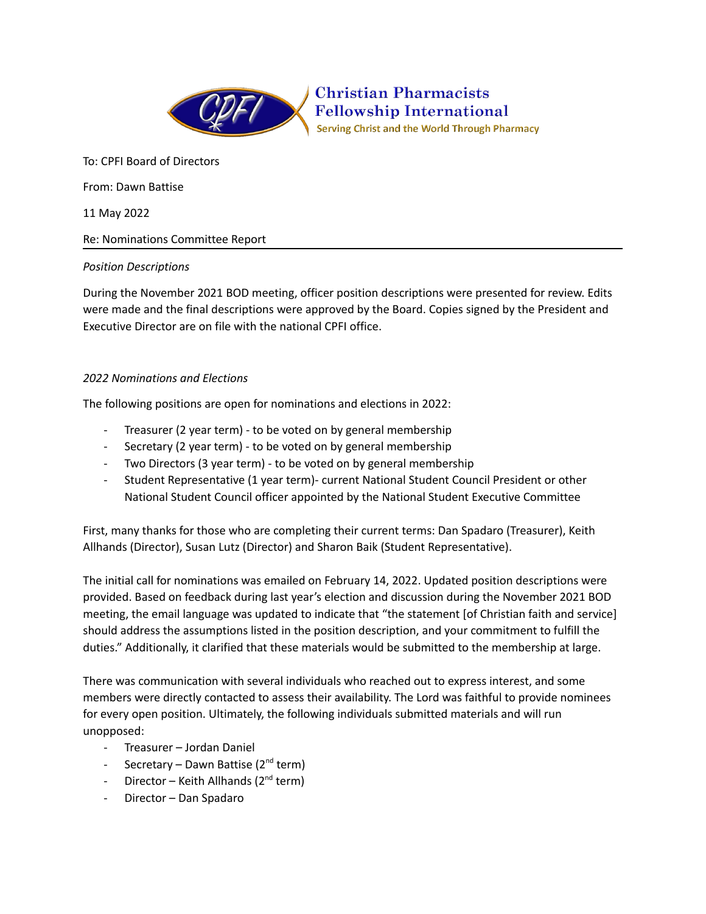Christian Pharmacists Fellowship International

Serving Christ and the World Through Pharmacy

To: CPFI Board of Directors

From: Dawn Battise

11 May 2022

Re: Nominations Committee Report

---

*Position Descriptions*

During the November 2021 BOD meeting, officer position descriptions were presented for review. Edits were made and the final descriptions were approved by the Board. Copies signed by the President and Executive Director are on file with the national CPFI office.

*2022 Nominations and Elections*

The following positions are open for nominations and elections in 2022:

- Treasurer (2 year term) - to be voted on by general membership
- Secretary (2 year term) - to be voted on by general membership
- Two Directors (3 year term) - to be voted on by general membership
- Student Representative (1 year term)- current National Student Council President or other National Student Council officer appointed by the National Student Executive Committee

First, many thanks for those who are completing their current terms: Dan Spadaro (Treasurer), Keith Allhands (Director), Susan Lutz (Director) and Sharon Baik (Student Representative).

The initial call for nominations was emailed on February 14, 2022. Updated position descriptions were provided. Based on feedback during last year's election and discussion during the November 2021 BOD meeting, the email language was updated to indicate that "the statement [of Christian faith and service] should address the assumptions listed in the position description, and your commitment to fulfill the duties." Additionally, it clarified that these materials would be submitted to the membership at large.

There was communication with several individuals who reached out to express interest, and some members were directly contacted to assess their availability. The Lord was faithful to provide nominees for every open position. Ultimately, the following individuals submitted materials and will run unopposed:

- Treasurer – Jordan Daniel
- Secretary – Dawn Battise (2nd term)
- Director – Keith Allhands (2nd term)
- Director – Dan Spadaro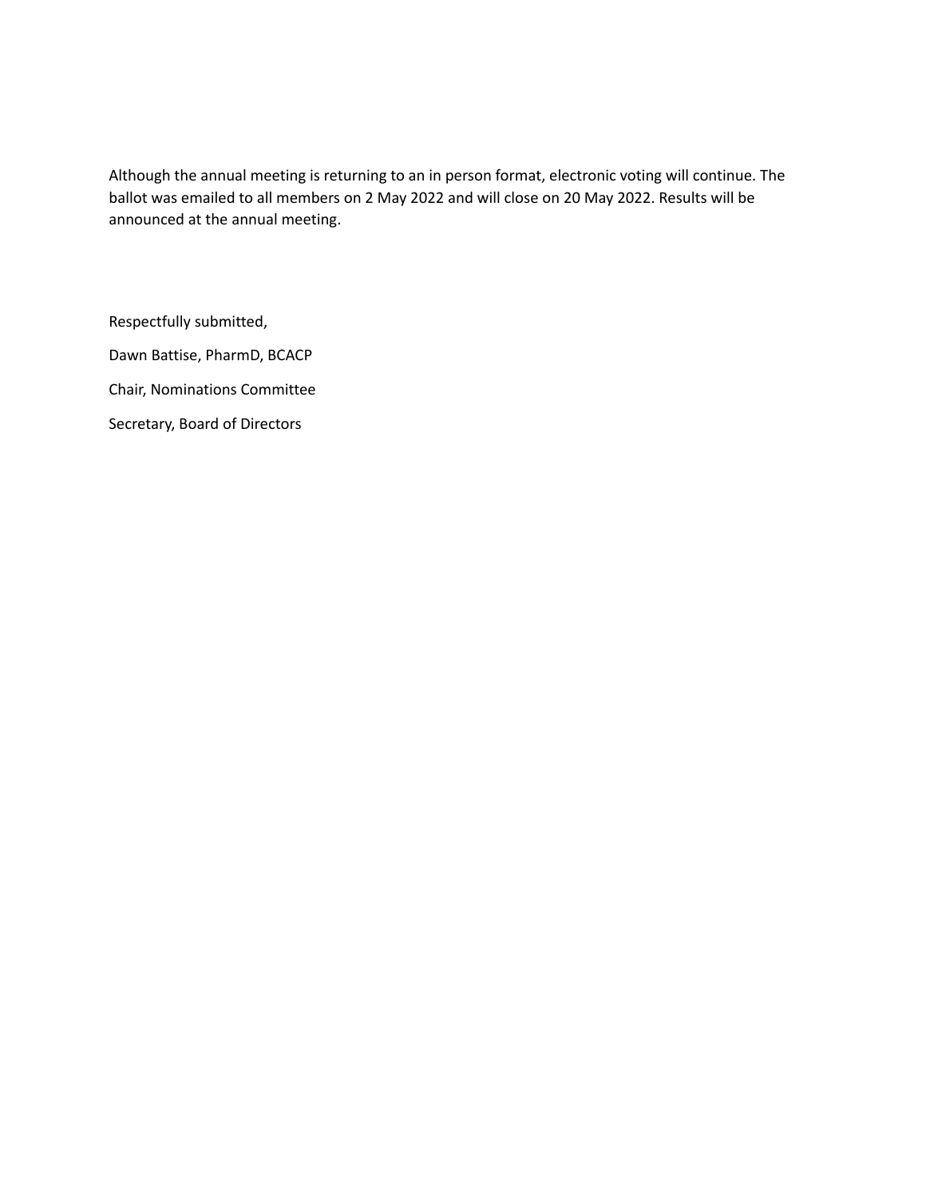Although the annual meeting is returning to an in person format, electronic voting will continue. The ballot was emailed to all members on 2 May 2022 and will close on 20 May 2022. Results will be announced at the annual meeting.

Respectfully submitted,

Dawn Battise, PharmD, BCACP

Chair, Nominations Committee

Secretary, Board of Directors